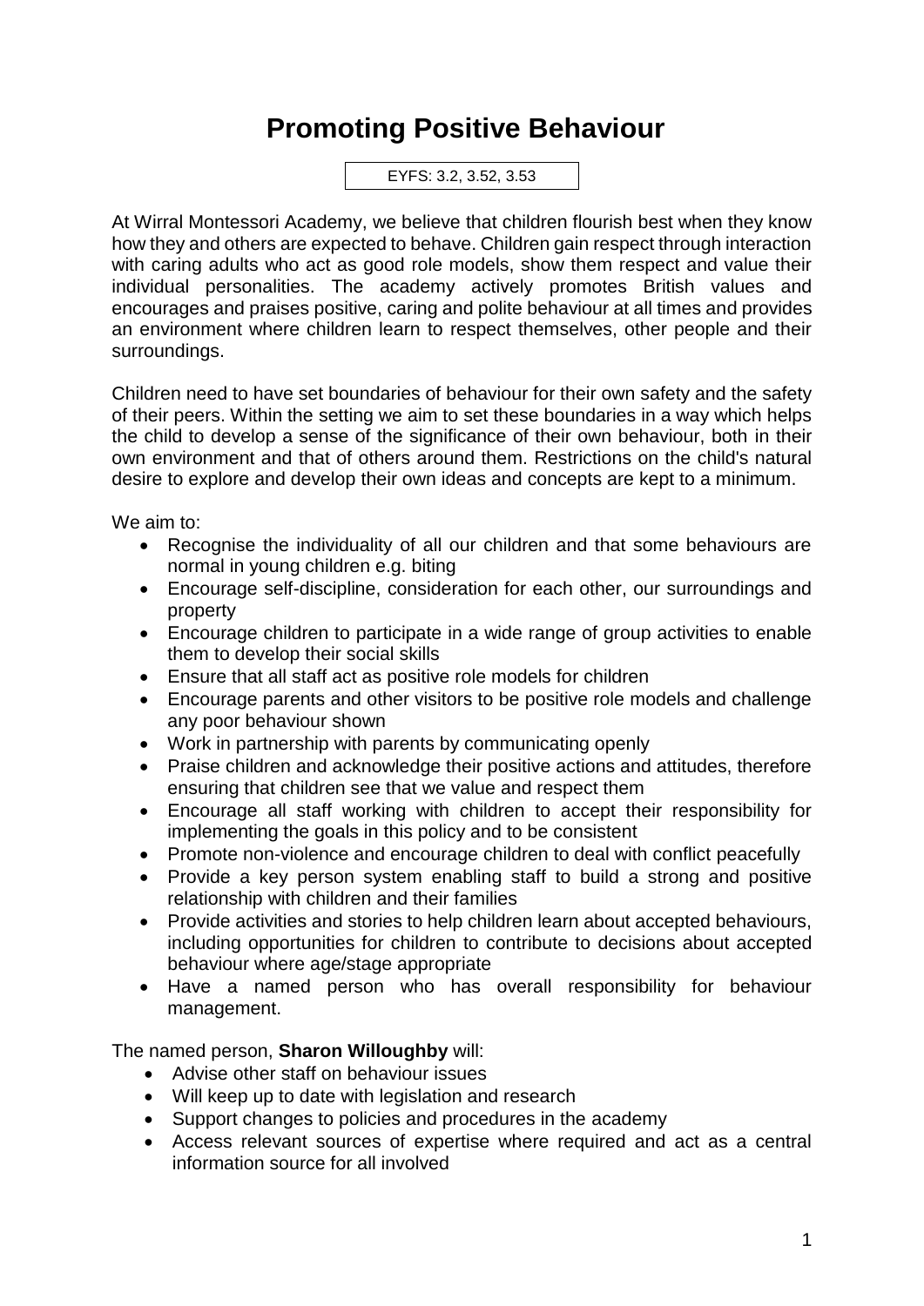# Promoting Positive Behaviour

EYFS: 3.2, 3.52, 3.53

At Wirral Montessori Academy, we believe that children flourish best when they know how they and others are expected to behave. Children gain respect through interaction with caring adults who act as good role models, show them respect and value their individual personalities. The academy actively promotes British values and encourages and praises positive, caring and polite behaviour at all times and provides an environment where children learn to respect themselves, other people and their surroundings.

Children need to have set boundaries of behaviour for their own safety and the safety of their peers. Within the setting we aim to set these boundaries in a way which helps the child to develop a sense of the significance of their own behaviour, both in their own environment and that of others around them. Restrictions on the child's natural desire to explore and develop their own ideas and concepts are kept to a minimum.

We aim to:

- Recognise the individuality of all our children and that some behaviours are normal in young children e.g. biting
- Encourage self-discipline, consideration for each other, our surroundings and property
- Encourage children to participate in a wide range of group activities to enable them to develop their social skills
- Ensure that all staff act as positive role models for children
- Encourage parents and other visitors to be positive role models and challenge any poor behaviour shown
- Work in partnership with parents by communicating openly
- Praise children and acknowledge their positive actions and attitudes, therefore ensuring that children see that we value and respect them
- Encourage all staff working with children to accept their responsibility for implementing the goals in this policy and to be consistent
- Promote non-violence and encourage children to deal with conflict peacefully
- Provide a key person system enabling staff to build a strong and positive relationship with children and their families
- Provide activities and stories to help children learn about accepted behaviours, including opportunities for children to contribute to decisions about accepted behaviour where age/stage appropriate
- Have a named person who has overall responsibility for behaviour management.

The named person, **Sharon Willoughby** will:

- Advise other staff on behaviour issues
- Will keep up to date with legislation and research
- Support changes to policies and procedures in the academy
- Access relevant sources of expertise where required and act as a central information source for all involved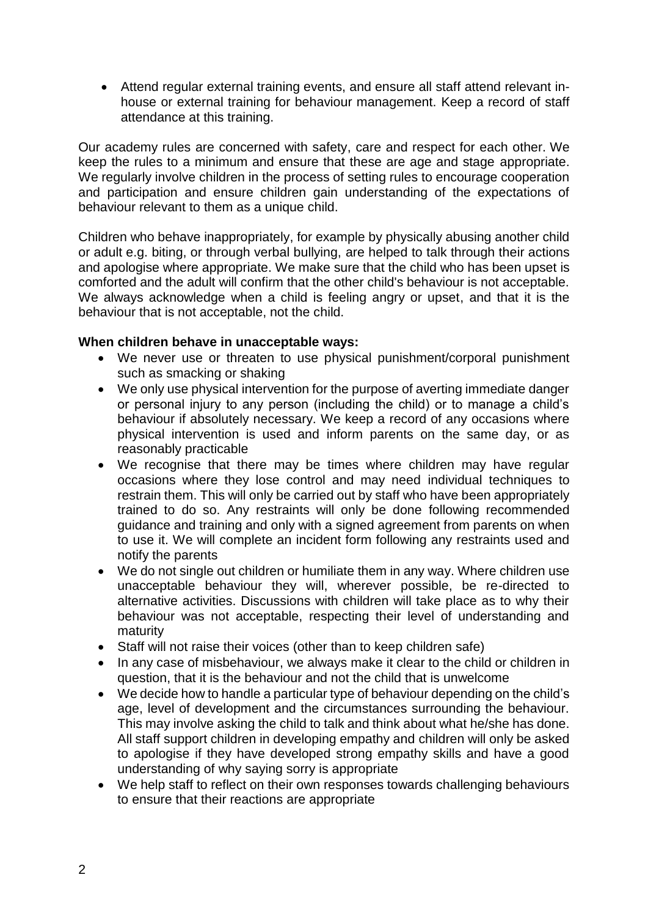- Attend regular external training events, and ensure all staff attend relevant in-house or external training for behaviour management. Keep a record of staff attendance at this training.

Our academy rules are concerned with safety, care and respect for each other. We keep the rules to a minimum and ensure that these are age and stage appropriate. We regularly involve children in the process of setting rules to encourage cooperation and participation and ensure children gain understanding of the expectations of behaviour relevant to them as a unique child.

Children who behave inappropriately, for example by physically abusing another child or adult e.g. biting, or through verbal bullying, are helped to talk through their actions and apologise where appropriate. We make sure that the child who has been upset is comforted and the adult will confirm that the other child's behaviour is not acceptable. We always acknowledge when a child is feeling angry or upset, and that it is the behaviour that is not acceptable, not the child.

**When children behave in unacceptable ways:**

- We never use or threaten to use physical punishment/corporal punishment such as smacking or shaking
- We only use physical intervention for the purpose of averting immediate danger or personal injury to any person (including the child) or to manage a child's behaviour if absolutely necessary. We keep a record of any occasions where physical intervention is used and inform parents on the same day, or as reasonably practicable
- We recognise that there may be times where children may have regular occasions where they lose control and may need individual techniques to restrain them. This will only be carried out by staff who have been appropriately trained to do so. Any restraints will only be done following recommended guidance and training and only with a signed agreement from parents on when to use it. We will complete an incident form following any restraints used and notify the parents
- We do not single out children or humiliate them in any way. Where children use unacceptable behaviour they will, wherever possible, be re-directed to alternative activities. Discussions with children will take place as to why their behaviour was not acceptable, respecting their level of understanding and maturity
- Staff will not raise their voices (other than to keep children safe)
- In any case of misbehaviour, we always make it clear to the child or children in question, that it is the behaviour and not the child that is unwelcome
- We decide how to handle a particular type of behaviour depending on the child's age, level of development and the circumstances surrounding the behaviour. This may involve asking the child to talk and think about what he/she has done. All staff support children in developing empathy and children will only be asked to apologise if they have developed strong empathy skills and have a good understanding of why saying sorry is appropriate
- We help staff to reflect on their own responses towards challenging behaviours to ensure that their reactions are appropriate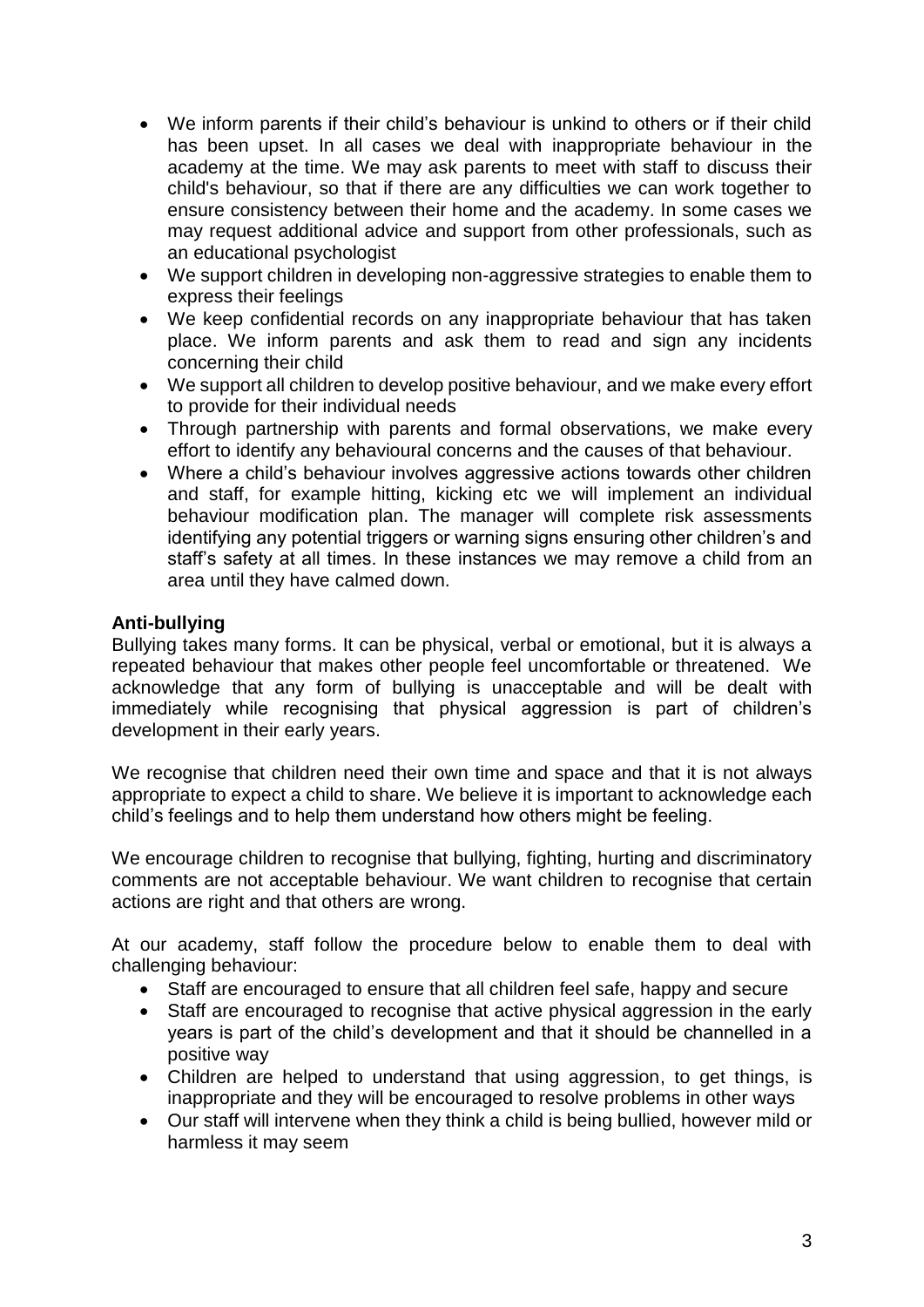- We inform parents if their child's behaviour is unkind to others or if their child has been upset. In all cases we deal with inappropriate behaviour in the academy at the time. We may ask parents to meet with staff to discuss their child's behaviour, so that if there are any difficulties we can work together to ensure consistency between their home and the academy. In some cases we may request additional advice and support from other professionals, such as an educational psychologist
- We support children in developing non-aggressive strategies to enable them to express their feelings
- We keep confidential records on any inappropriate behaviour that has taken place. We inform parents and ask them to read and sign any incidents concerning their child
- We support all children to develop positive behaviour, and we make every effort to provide for their individual needs
- Through partnership with parents and formal observations, we make every effort to identify any behavioural concerns and the causes of that behaviour.
- Where a child's behaviour involves aggressive actions towards other children and staff, for example hitting, kicking etc we will implement an individual behaviour modification plan. The manager will complete risk assessments identifying any potential triggers or warning signs ensuring other children's and staff's safety at all times. In these instances we may remove a child from an area until they have calmed down.

**Anti-bullying**

Bullying takes many forms. It can be physical, verbal or emotional, but it is always a repeated behaviour that makes other people feel uncomfortable or threatened. We acknowledge that any form of bullying is unacceptable and will be dealt with immediately while recognising that physical aggression is part of children's development in their early years.

We recognise that children need their own time and space and that it is not always appropriate to expect a child to share. We believe it is important to acknowledge each child's feelings and to help them understand how others might be feeling.

We encourage children to recognise that bullying, fighting, hurting and discriminatory comments are not acceptable behaviour. We want children to recognise that certain actions are right and that others are wrong.

At our academy, staff follow the procedure below to enable them to deal with challenging behaviour:

- Staff are encouraged to ensure that all children feel safe, happy and secure
- Staff are encouraged to recognise that active physical aggression in the early years is part of the child's development and that it should be channelled in a positive way
- Children are helped to understand that using aggression, to get things, is inappropriate and they will be encouraged to resolve problems in other ways
- Our staff will intervene when they think a child is being bullied, however mild or harmless it may seem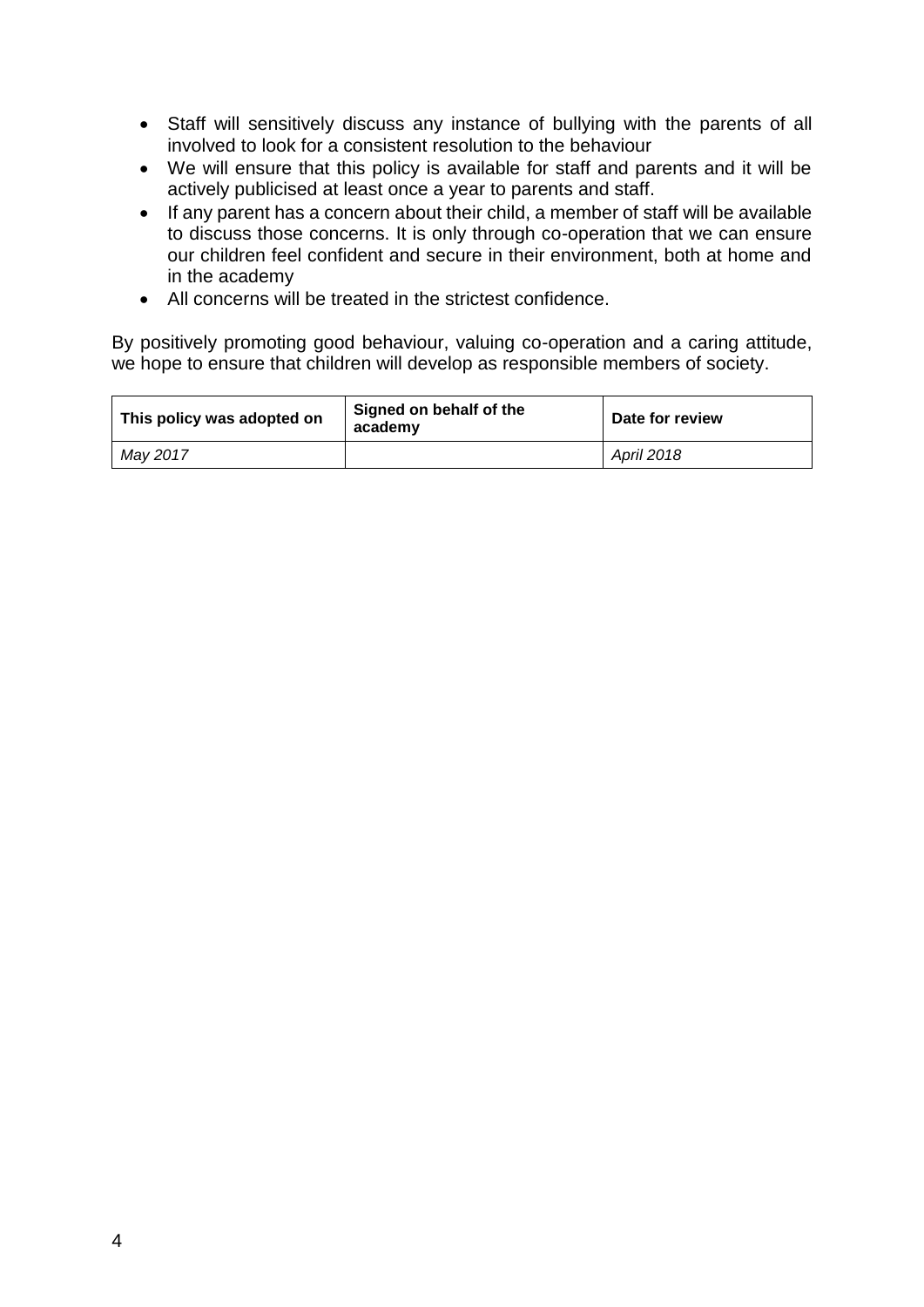- Staff will sensitively discuss any instance of bullying with the parents of all involved to look for a consistent resolution to the behaviour
- We will ensure that this policy is available for staff and parents and it will be actively publicised at least once a year to parents and staff.
- If any parent has a concern about their child, a member of staff will be available to discuss those concerns. It is only through co-operation that we can ensure our children feel confident and secure in their environment, both at home and in the academy
- All concerns will be treated in the strictest confidence.

By positively promoting good behaviour, valuing co-operation and a caring attitude, we hope to ensure that children will develop as responsible members of society.

| **This policy was adopted on** | **Signed on behalf of the academy** | **Date for review** |
|---|---|---|
| *May 2017* | | *April 2018* |